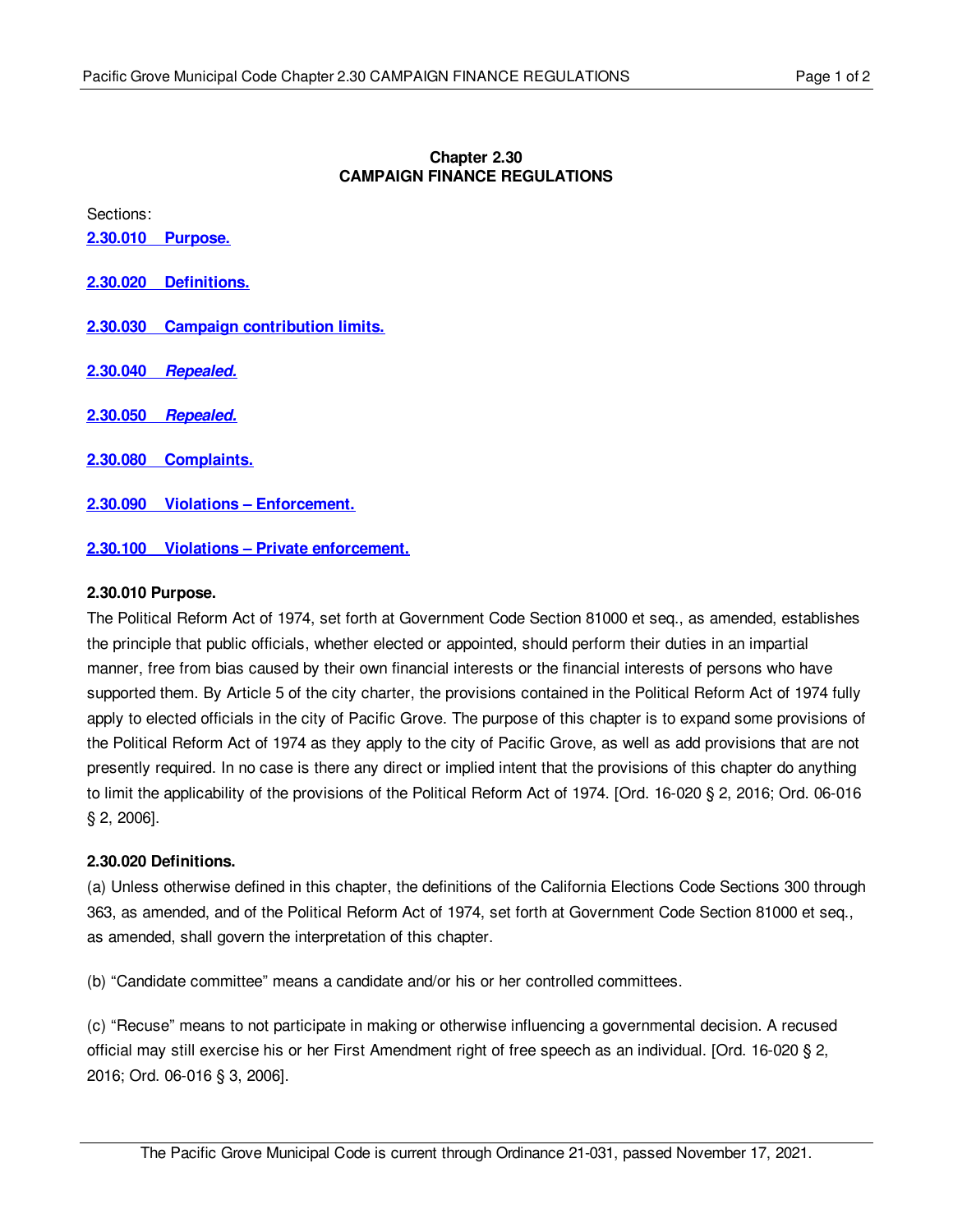**Chapter 2.30**
**CAMPAIGN FINANCE REGULATIONS**

Sections:

**2.30.010 Purpose.**

**2.30.020 Definitions.**

**2.30.030 Campaign contribution limits.**

**2.30.040 *Repealed.***

**2.30.050 *Repealed.***

**2.30.080 Complaints.**

**2.30.090 Violations – Enforcement.**

**2.30.100 Violations – Private enforcement.**

**2.30.010 Purpose.**

The Political Reform Act of 1974, set forth at Government Code Section 81000 et seq., as amended, establishes the principle that public officials, whether elected or appointed, should perform their duties in an impartial manner, free from bias caused by their own financial interests or the financial interests of persons who have supported them. By Article 5 of the city charter, the provisions contained in the Political Reform Act of 1974 fully apply to elected officials in the city of Pacific Grove. The purpose of this chapter is to expand some provisions of the Political Reform Act of 1974 as they apply to the city of Pacific Grove, as well as add provisions that are not presently required. In no case is there any direct or implied intent that the provisions of this chapter do anything to limit the applicability of the provisions of the Political Reform Act of 1974. [Ord. 16-020 § 2, 2016; Ord. 06-016 § 2, 2006].

**2.30.020 Definitions.**

(a) Unless otherwise defined in this chapter, the definitions of the California Elections Code Sections 300 through 363, as amended, and of the Political Reform Act of 1974, set forth at Government Code Section 81000 et seq., as amended, shall govern the interpretation of this chapter.

(b) "Candidate committee" means a candidate and/or his or her controlled committees.

(c) "Recuse" means to not participate in making or otherwise influencing a governmental decision. A recused official may still exercise his or her First Amendment right of free speech as an individual. [Ord. 16-020 § 2, 2016; Ord. 06-016 § 3, 2006].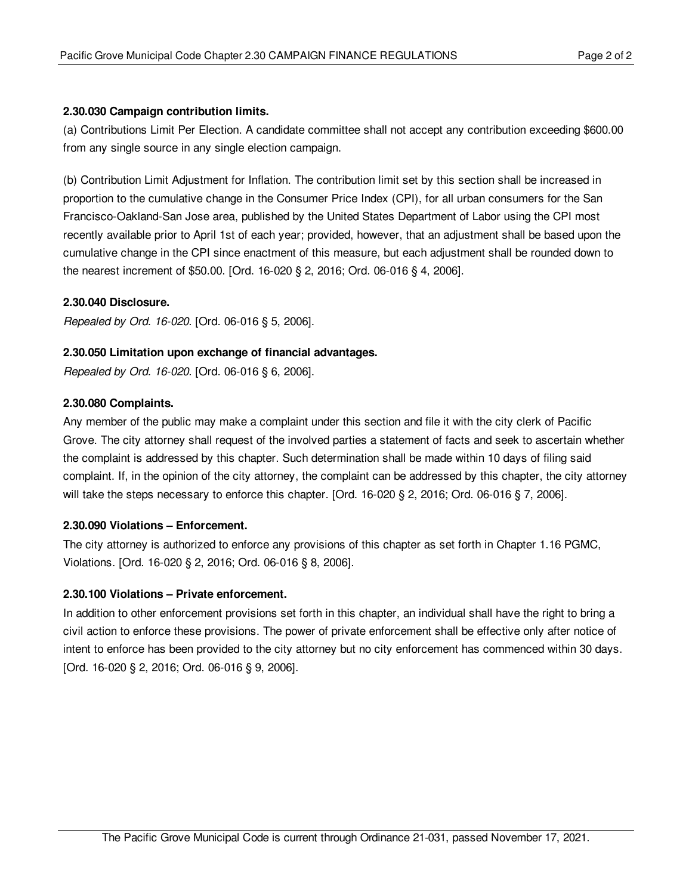**2.30.030 Campaign contribution limits.**

(a) Contributions Limit Per Election. A candidate committee shall not accept any contribution exceeding $600.00 from any single source in any single election campaign.

(b) Contribution Limit Adjustment for Inflation. The contribution limit set by this section shall be increased in proportion to the cumulative change in the Consumer Price Index (CPI), for all urban consumers for the San Francisco-Oakland-San Jose area, published by the United States Department of Labor using the CPI most recently available prior to April 1st of each year; provided, however, that an adjustment shall be based upon the cumulative change in the CPI since enactment of this measure, but each adjustment shall be rounded down to the nearest increment of $50.00. [Ord. 16-020 § 2, 2016; Ord. 06-016 § 4, 2006].

**2.30.040 Disclosure.**

*Repealed by Ord. 16-020.* [Ord. 06-016 § 5, 2006].

**2.30.050 Limitation upon exchange of financial advantages.**

*Repealed by Ord. 16-020.* [Ord. 06-016 § 6, 2006].

**2.30.080 Complaints.**

Any member of the public may make a complaint under this section and file it with the city clerk of Pacific Grove. The city attorney shall request of the involved parties a statement of facts and seek to ascertain whether the complaint is addressed by this chapter. Such determination shall be made within 10 days of filing said complaint. If, in the opinion of the city attorney, the complaint can be addressed by this chapter, the city attorney will take the steps necessary to enforce this chapter. [Ord. 16-020 § 2, 2016; Ord. 06-016 § 7, 2006].

**2.30.090 Violations – Enforcement.**

The city attorney is authorized to enforce any provisions of this chapter as set forth in Chapter 1.16 PGMC, Violations. [Ord. 16-020 § 2, 2016; Ord. 06-016 § 8, 2006].

**2.30.100 Violations – Private enforcement.**

In addition to other enforcement provisions set forth in this chapter, an individual shall have the right to bring a civil action to enforce these provisions. The power of private enforcement shall be effective only after notice of intent to enforce has been provided to the city attorney but no city enforcement has commenced within 30 days. [Ord. 16-020 § 2, 2016; Ord. 06-016 § 9, 2006].

The Pacific Grove Municipal Code is current through Ordinance 21-031, passed November 17, 2021.